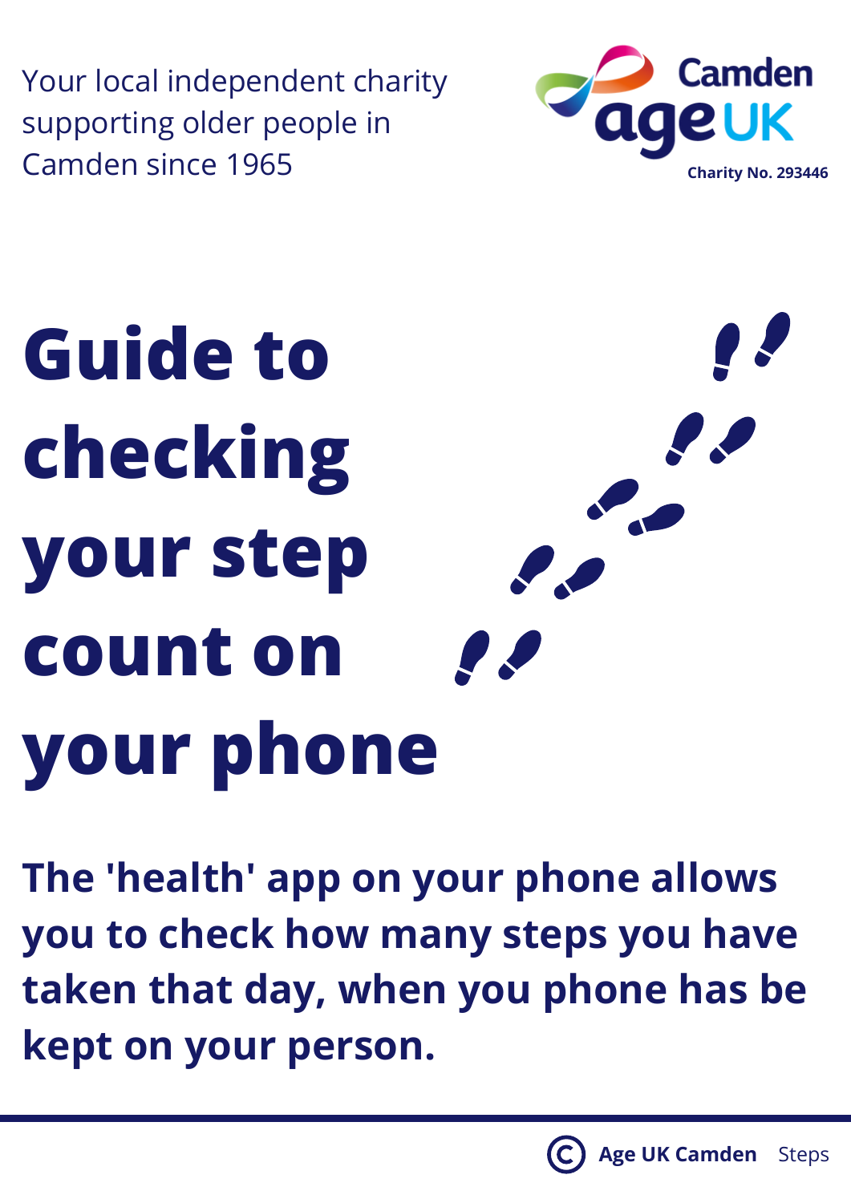Your local independent charity supporting older people in Camden since 1965

Camden age UK

Charity No. 293446

# Guide to checking your step count on your phone

**The 'health' app on your phone allows you to check how many steps you have taken that day, when you phone has be kept on your person.**

© Age UK Camden Steps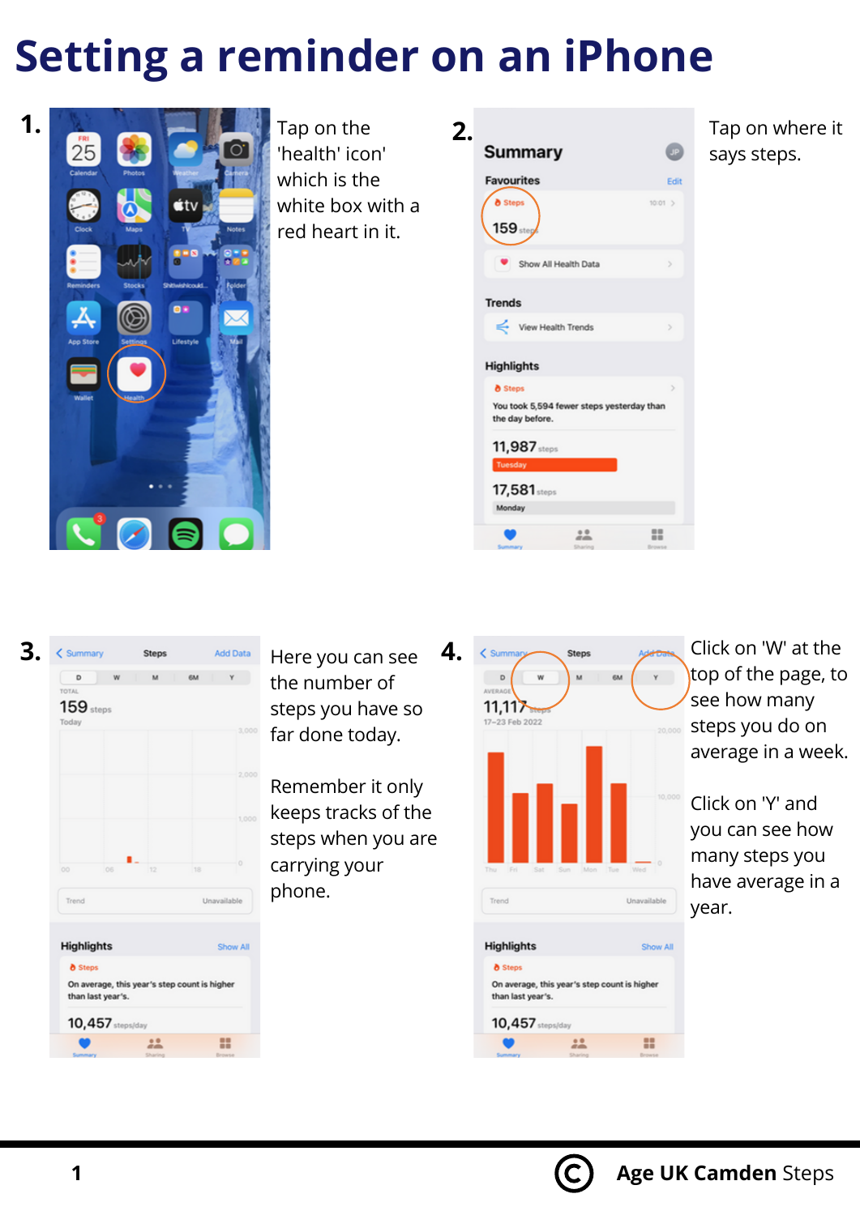# Setting a reminder on an iPhone

**1.** Tap on the 'health' icon' which is the white box with a red heart in it.

**2.** Tap on where it says steps.

**3.** Here you can see the number of steps you have so far done today.

Remember it only keeps tracks of the steps when you are carrying your phone.

**4.** Click on 'W' at the top of the page, to see how many steps you do on average in a week.

Click on 'Y' and you can see how many steps you have average in a year.

**Age UK Camden** Steps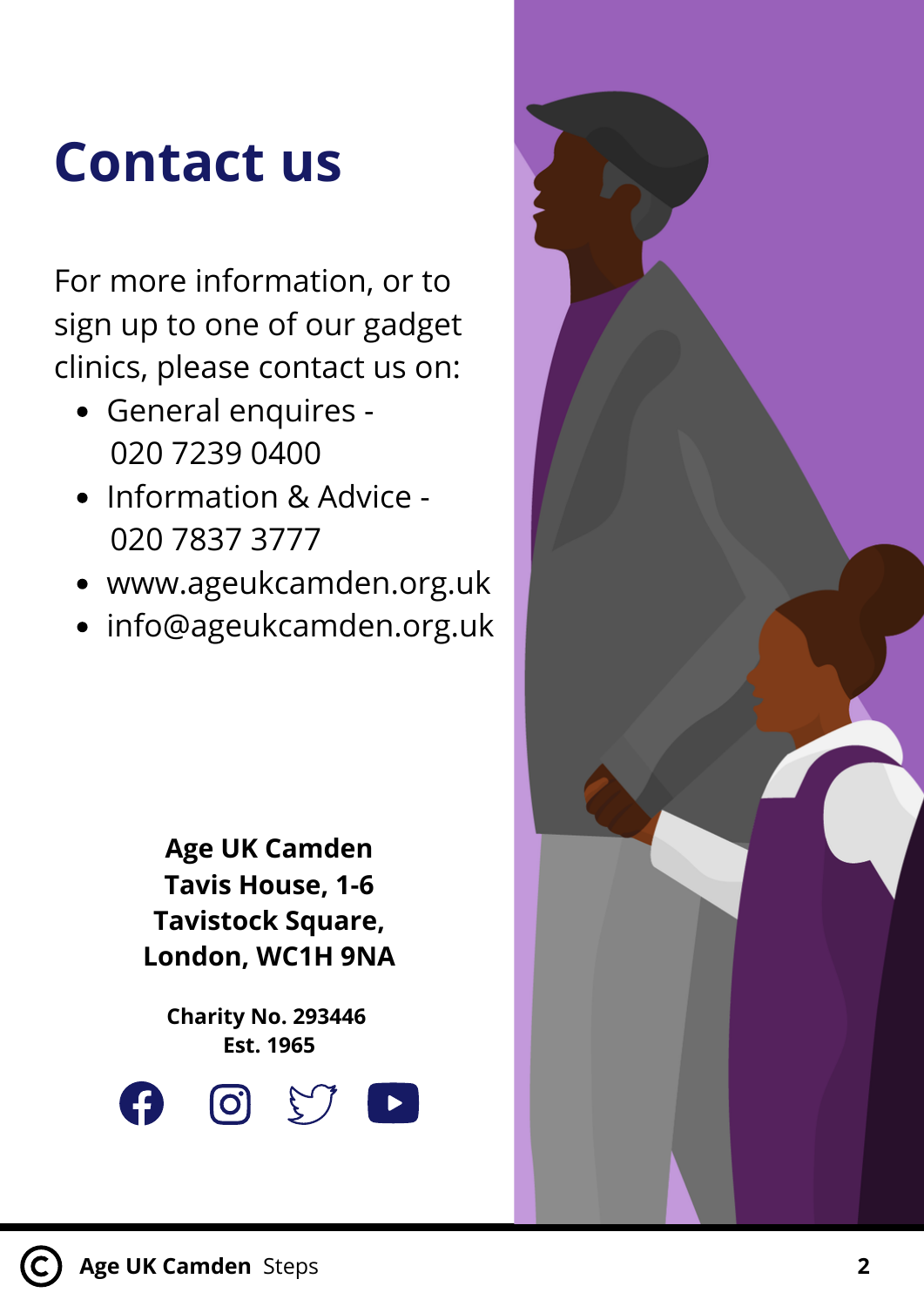# Contact us

For more information, or to sign up to one of our gadget clinics, please contact us on:

- General enquires - 020 7239 0400
- Information & Advice - 020 7837 3777
- www.ageukcamden.org.uk
- info@ageukcamden.org.uk

**Age UK Camden**
**Tavis House, 1-6**
**Tavistock Square,**
**London, WC1H 9NA**

**Charity No. 293446**
**Est. 1965**